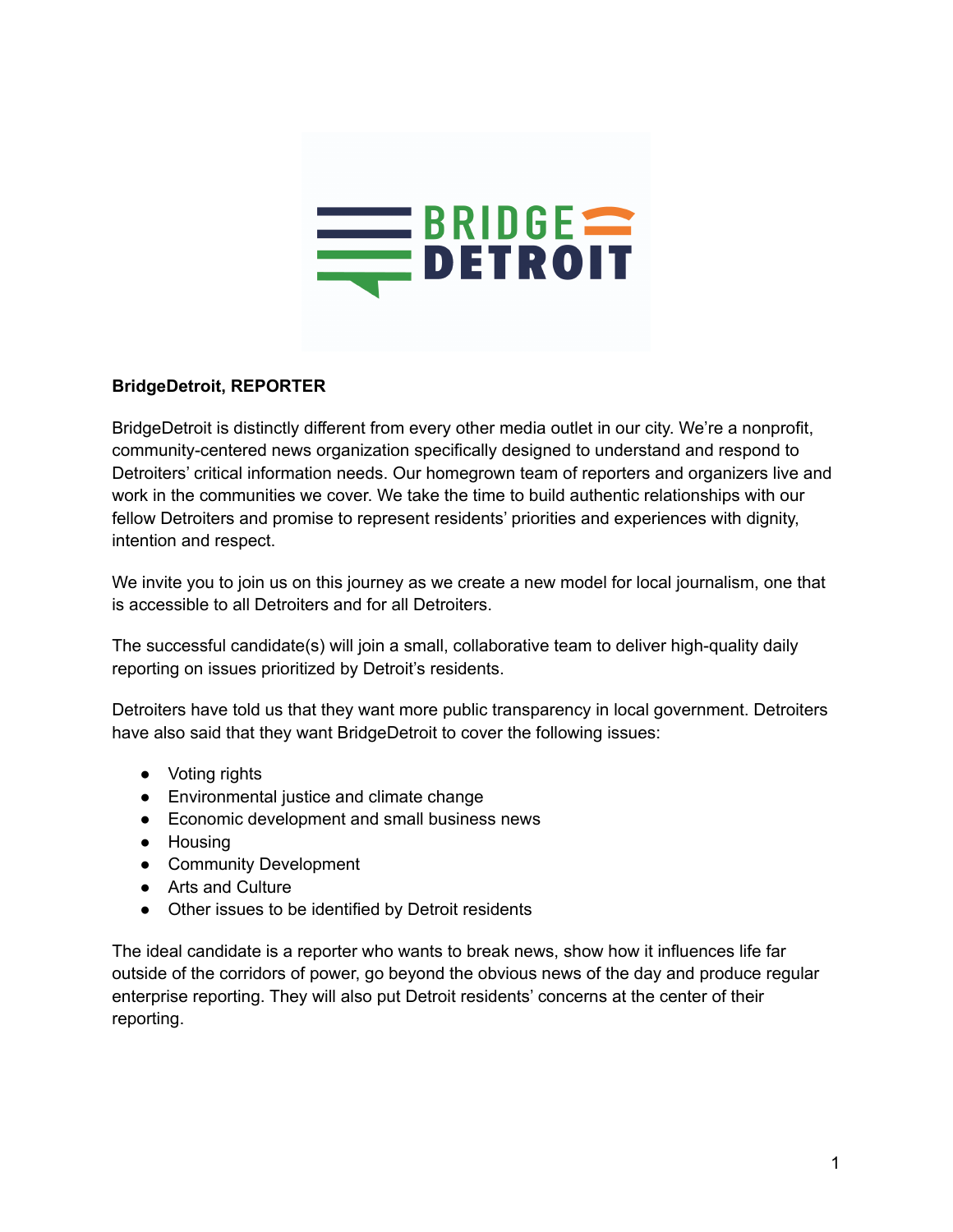**BridgeDetroit, REPORTER**

BridgeDetroit is distinctly different from every other media outlet in our city. We're a nonprofit, community-centered news organization specifically designed to understand and respond to Detroiters' critical information needs. Our homegrown team of reporters and organizers live and work in the communities we cover. We take the time to build authentic relationships with our fellow Detroiters and promise to represent residents' priorities and experiences with dignity, intention and respect.

We invite you to join us on this journey as we create a new model for local journalism, one that is accessible to all Detroiters and for all Detroiters.

The successful candidate(s) will join a small, collaborative team to deliver high-quality daily reporting on issues prioritized by Detroit's residents.

Detroiters have told us that they want more public transparency in local government. Detroiters have also said that they want BridgeDetroit to cover the following issues:

- Voting rights
- Environmental justice and climate change
- Economic development and small business news
- Housing
- Community Development
- Arts and Culture
- Other issues to be identified by Detroit residents

The ideal candidate is a reporter who wants to break news, show how it influences life far outside of the corridors of power, go beyond the obvious news of the day and produce regular enterprise reporting. They will also put Detroit residents' concerns at the center of their reporting.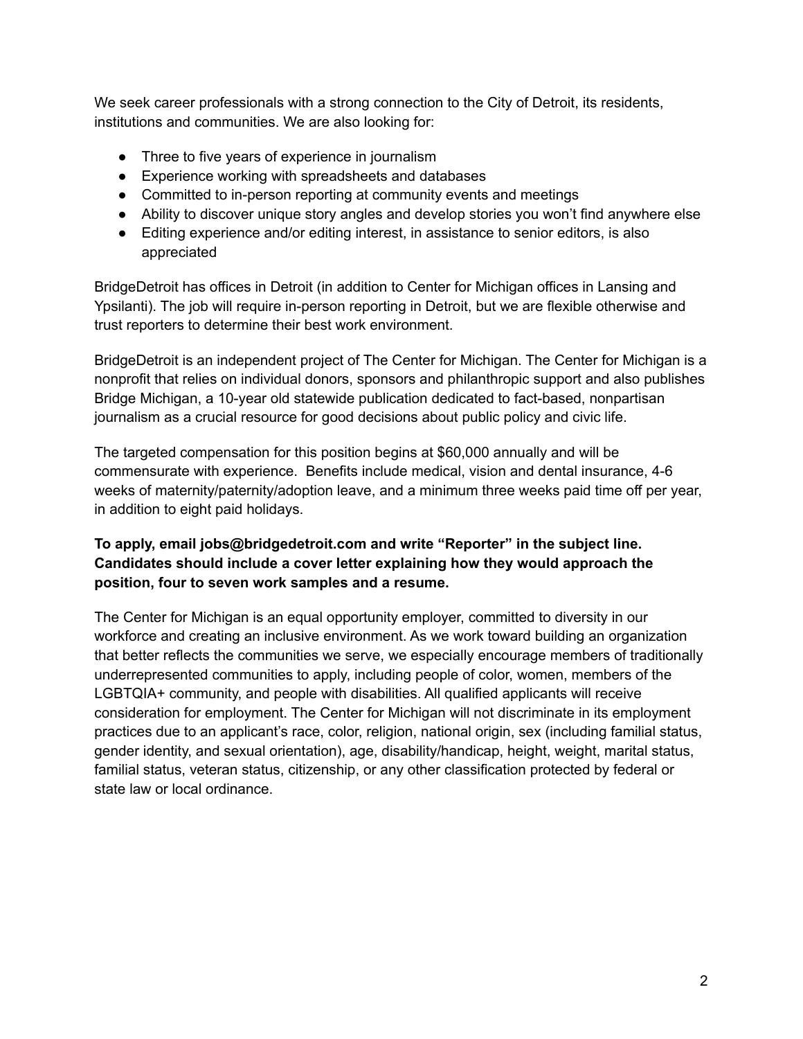We seek career professionals with a strong connection to the City of Detroit, its residents, institutions and communities. We are also looking for:

- Three to five years of experience in journalism
- Experience working with spreadsheets and databases
- Committed to in-person reporting at community events and meetings
- Ability to discover unique story angles and develop stories you won't find anywhere else
- Editing experience and/or editing interest, in assistance to senior editors, is also appreciated

BridgeDetroit has offices in Detroit (in addition to Center for Michigan offices in Lansing and Ypsilanti). The job will require in-person reporting in Detroit, but we are flexible otherwise and trust reporters to determine their best work environment.

BridgeDetroit is an independent project of The Center for Michigan. The Center for Michigan is a nonprofit that relies on individual donors, sponsors and philanthropic support and also publishes Bridge Michigan, a 10-year old statewide publication dedicated to fact-based, nonpartisan journalism as a crucial resource for good decisions about public policy and civic life.

The targeted compensation for this position begins at $60,000 annually and will be commensurate with experience. Benefits include medical, vision and dental insurance, 4-6 weeks of maternity/paternity/adoption leave, and a minimum three weeks paid time off per year, in addition to eight paid holidays.

**To apply, email jobs@bridgedetroit.com and write "Reporter" in the subject line. Candidates should include a cover letter explaining how they would approach the position, four to seven work samples and a resume.**

The Center for Michigan is an equal opportunity employer, committed to diversity in our workforce and creating an inclusive environment. As we work toward building an organization that better reflects the communities we serve, we especially encourage members of traditionally underrepresented communities to apply, including people of color, women, members of the LGBTQIA+ community, and people with disabilities. All qualified applicants will receive consideration for employment. The Center for Michigan will not discriminate in its employment practices due to an applicant's race, color, religion, national origin, sex (including familial status, gender identity, and sexual orientation), age, disability/handicap, height, weight, marital status, familial status, veteran status, citizenship, or any other classification protected by federal or state law or local ordinance.